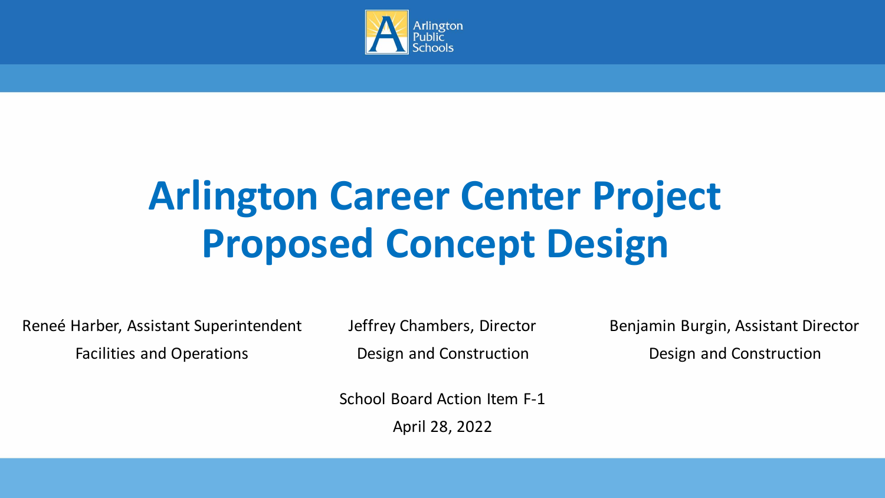Arlington Public Schools

# Arlington Career Center Project Proposed Concept Design

Reneé Harber, Assistant Superintendent
Facilities and Operations

Jeffrey Chambers, Director
Design and Construction

Benjamin Burgin, Assistant Director
Design and Construction

School Board Action Item F-1

April 28, 2022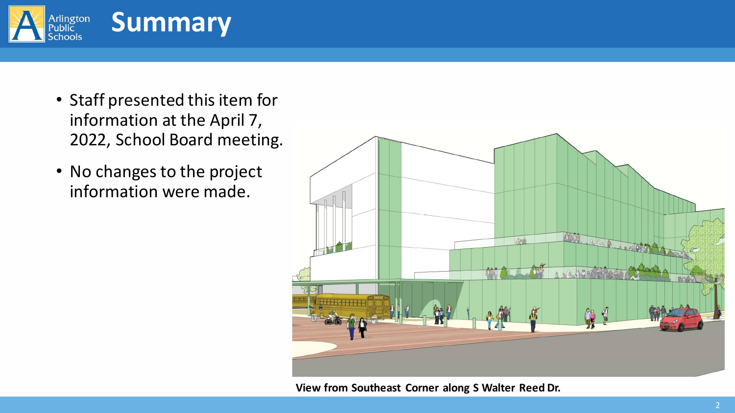# Summary

- Staff presented this item for information at the April 7, 2022, School Board meeting.
- No changes to the project information were made.

**View from Southeast Corner along S Walter Reed Dr.**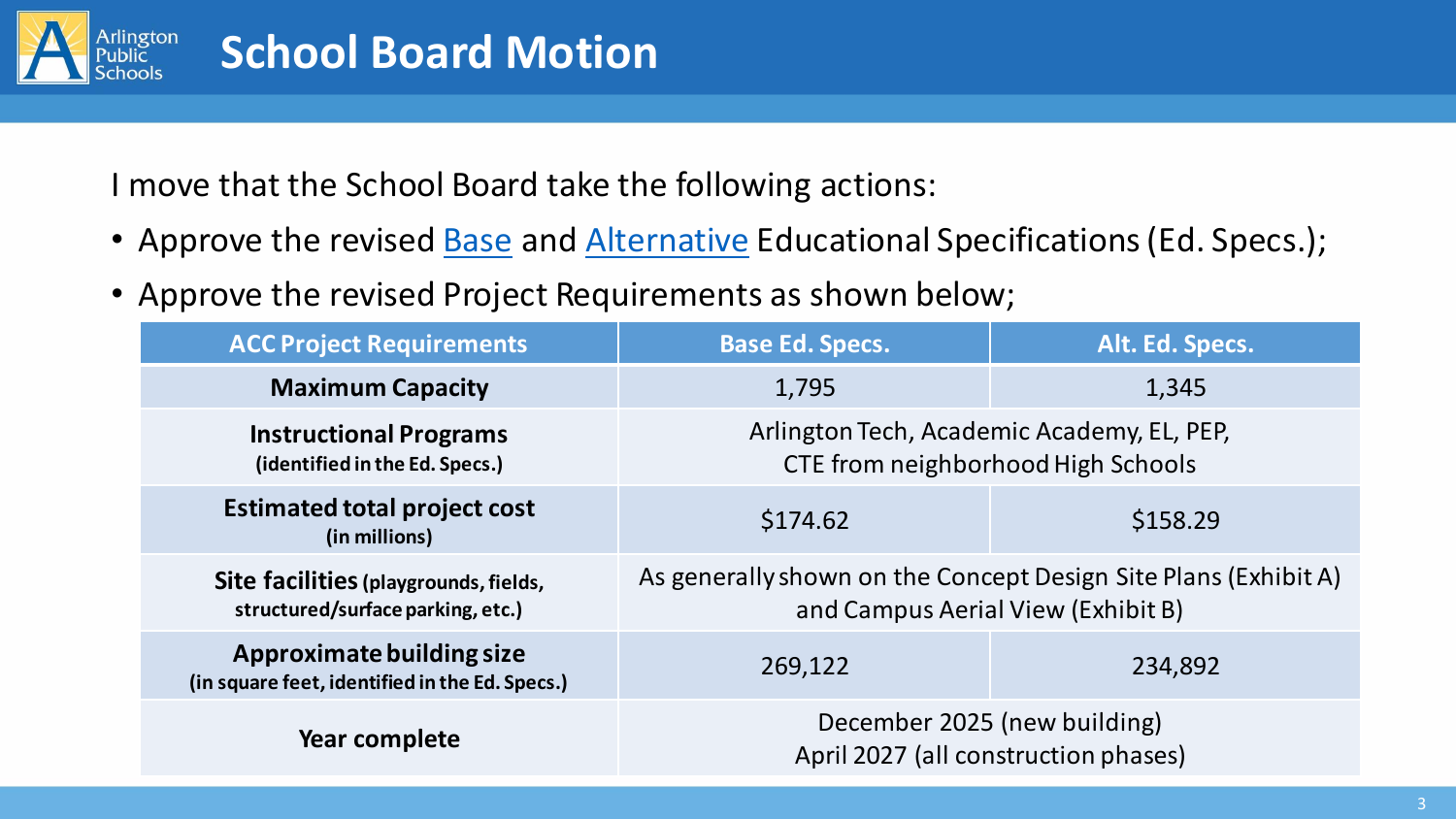# School Board Motion

I move that the School Board take the following actions:

- Approve the revised Base and Alternative Educational Specifications (Ed. Specs.);
- Approve the revised Project Requirements as shown below;

| ACC Project Requirements | Base Ed. Specs. | Alt. Ed. Specs. |
|---|---|---|
| **Maximum Capacity** | 1,795 | 1,345 |
| **Instructional Programs** (identified in the Ed. Specs.) | Arlington Tech, Academic Academy, EL, PEP, CTE from neighborhood High Schools | |
| **Estimated total project cost** (in millions) | $174.62 | $158.29 |
| **Site facilities** (playgrounds, fields, structured/surface parking, etc.) | As generally shown on the Concept Design Site Plans (Exhibit A) and Campus Aerial View (Exhibit B) | |
| **Approximate building size** (in square feet, identified in the Ed. Specs.) | 269,122 | 234,892 |
| **Year complete** | December 2025 (new building) April 2027 (all construction phases) | |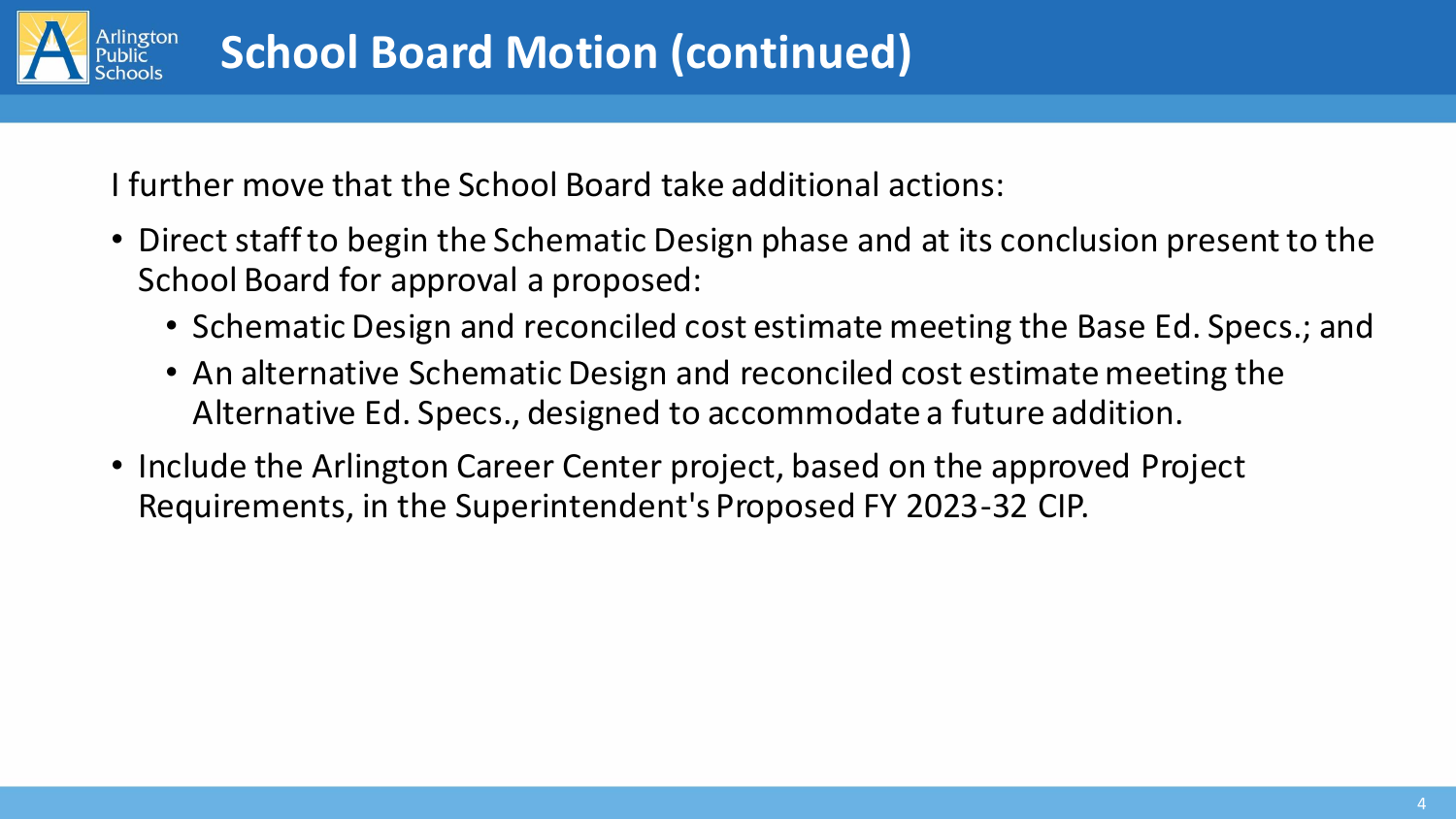# School Board Motion (continued)

I further move that the School Board take additional actions:

- Direct staff to begin the Schematic Design phase and at its conclusion present to the School Board for approval a proposed:
  - Schematic Design and reconciled cost estimate meeting the Base Ed. Specs.; and
  - An alternative Schematic Design and reconciled cost estimate meeting the Alternative Ed. Specs., designed to accommodate a future addition.
- Include the Arlington Career Center project, based on the approved Project Requirements, in the Superintendent's Proposed FY 2023-32 CIP.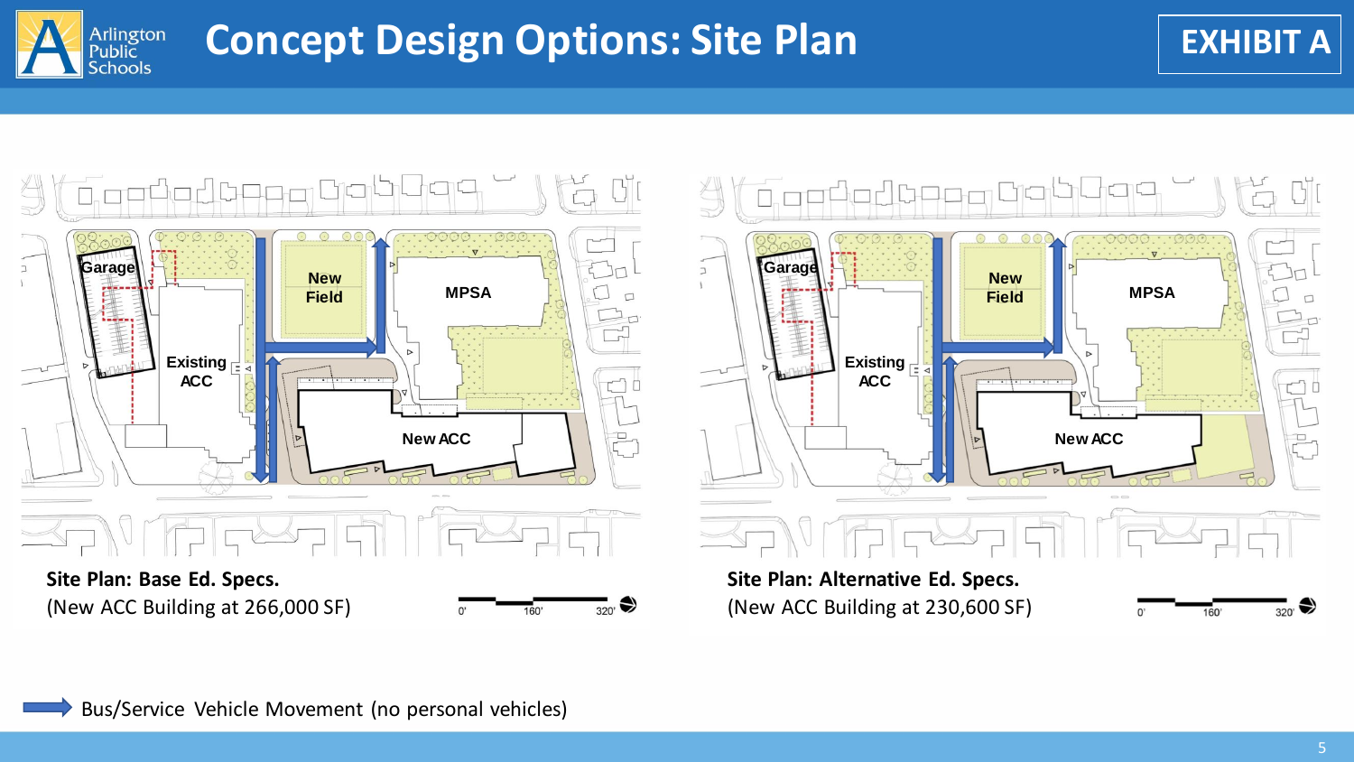# Concept Design Options: Site Plan

**EXHIBIT A**

Garage

New Field

MPSA

Existing ACC

New ACC

**Site Plan: Base Ed. Specs.**
(New ACC Building at 266,000 SF)

0' 160' 320'

Garage

New Field

MPSA

Existing ACC

New ACC

**Site Plan: Alternative Ed. Specs.**
(New ACC Building at 230,600 SF)

0' 160' 320'

Bus/Service Vehicle Movement (no personal vehicles)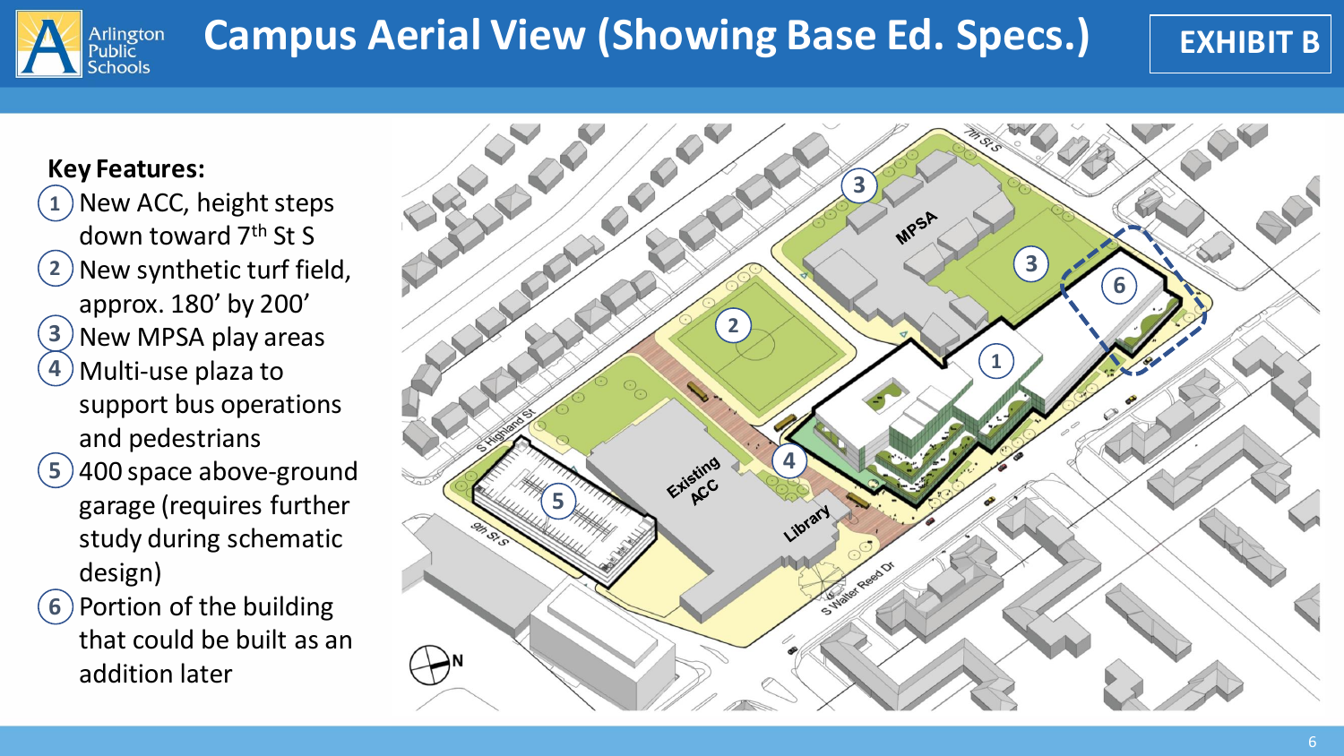# Campus Aerial View (Showing Base Ed. Specs.)

EXHIBIT B

**Key Features:**

1. New ACC, height steps down toward 7th St S
2. New synthetic turf field, approx. 180' by 200'
3. New MPSA play areas
4. Multi-use plaza to support bus operations and pedestrians
5. 400 space above-ground garage (requires further study during schematic design)
6. Portion of the building that could be built as an addition later

7th St S

MPSA

S Highland St

9th St S

Existing ACC

Library

S Walter Reed Dr

N